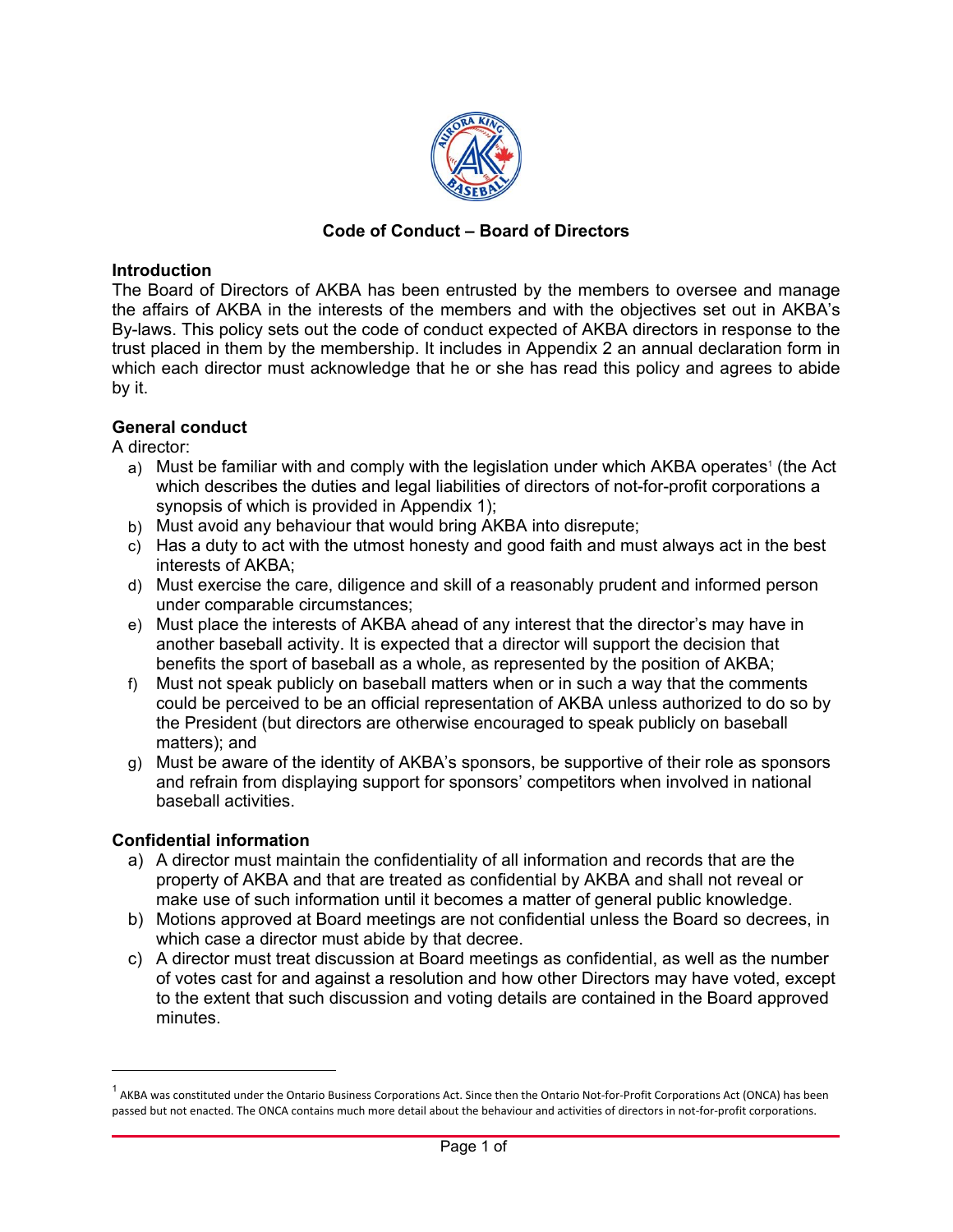# Code of Conduct – Board of Directors

## Introduction

The Board of Directors of AKBA has been entrusted by the members to oversee and manage the affairs of AKBA in the interests of the members and with the objectives set out in AKBA's By-laws. This policy sets out the code of conduct expected of AKBA directors in response to the trust placed in them by the membership. It includes in Appendix 2 an annual declaration form in which each director must acknowledge that he or she has read this policy and agrees to abide by it.

## General conduct

A director:

a) Must be familiar with and comply with the legislation under which AKBA operates[1] (the Act which describes the duties and legal liabilities of directors of not-for-profit corporations a synopsis of which is provided in Appendix 1);
b) Must avoid any behaviour that would bring AKBA into disrepute;
c) Has a duty to act with the utmost honesty and good faith and must always act in the best interests of AKBA;
d) Must exercise the care, diligence and skill of a reasonably prudent and informed person under comparable circumstances;
e) Must place the interests of AKBA ahead of any interest that the director's may have in another baseball activity. It is expected that a director will support the decision that benefits the sport of baseball as a whole, as represented by the position of AKBA;
f) Must not speak publicly on baseball matters when or in such a way that the comments could be perceived to be an official representation of AKBA unless authorized to do so by the President (but directors are otherwise encouraged to speak publicly on baseball matters); and
g) Must be aware of the identity of AKBA's sponsors, be supportive of their role as sponsors and refrain from displaying support for sponsors' competitors when involved in national baseball activities.

## Confidential information

a) A director must maintain the confidentiality of all information and records that are the property of AKBA and that are treated as confidential by AKBA and shall not reveal or make use of such information until it becomes a matter of general public knowledge.
b) Motions approved at Board meetings are not confidential unless the Board so decrees, in which case a director must abide by that decree.
c) A director must treat discussion at Board meetings as confidential, as well as the number of votes cast for and against a resolution and how other Directors may have voted, except to the extent that such discussion and voting details are contained in the Board approved minutes.

---

[1] AKBA was constituted under the Ontario Business Corporations Act. Since then the Ontario Not-for-Profit Corporations Act (ONCA) has been passed but not enacted. The ONCA contains much more detail about the behaviour and activities of directors in not-for-profit corporations.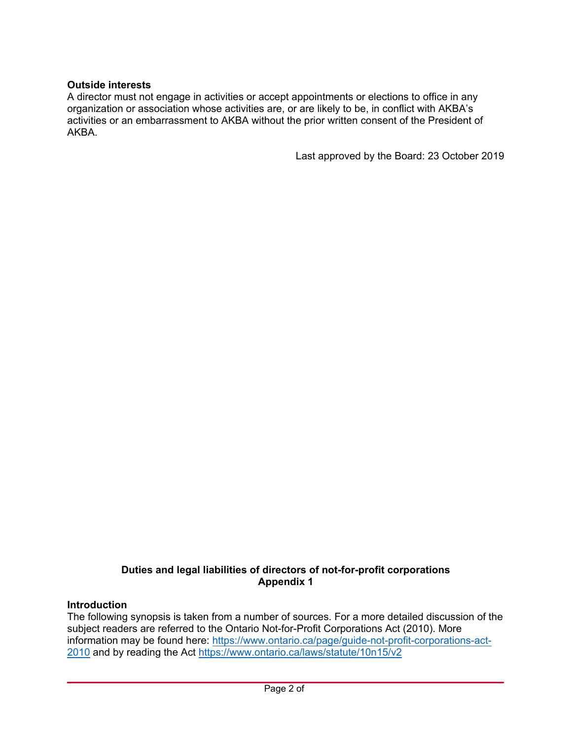### Outside interests

A director must not engage in activities or accept appointments or elections to office in any organization or association whose activities are, or are likely to be, in conflict with AKBA's activities or an embarrassment to AKBA without the prior written consent of the President of AKBA.

Last approved by the Board: 23 October 2019

## Duties and legal liabilities of directors of not-for-profit corporations
## Appendix 1

### Introduction

The following synopsis is taken from a number of sources. For a more detailed discussion of the subject readers are referred to the Ontario Not-for-Profit Corporations Act (2010). More information may be found here: [https://www.ontario.ca/page/guide-not-profit-corporations-act-2010](https://www.ontario.ca/page/guide-not-profit-corporations-act-2010) and by reading the Act [https://www.ontario.ca/laws/statute/10n15/v2](https://www.ontario.ca/laws/statute/10n15/v2)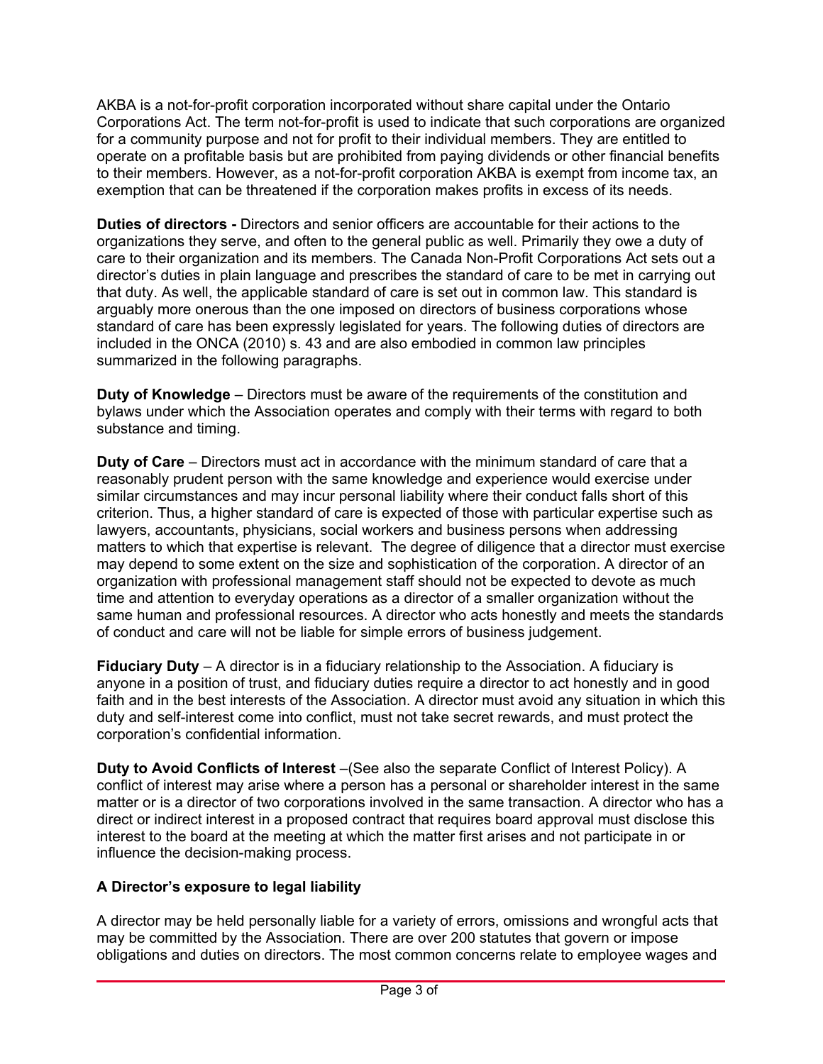AKBA is a not-for-profit corporation incorporated without share capital under the Ontario Corporations Act. The term not-for-profit is used to indicate that such corporations are organized for a community purpose and not for profit to their individual members. They are entitled to operate on a profitable basis but are prohibited from paying dividends or other financial benefits to their members. However, as a not-for-profit corporation AKBA is exempt from income tax, an exemption that can be threatened if the corporation makes profits in excess of its needs.

**Duties of directors -** Directors and senior officers are accountable for their actions to the organizations they serve, and often to the general public as well. Primarily they owe a duty of care to their organization and its members. The Canada Non-Profit Corporations Act sets out a director's duties in plain language and prescribes the standard of care to be met in carrying out that duty. As well, the applicable standard of care is set out in common law. This standard is arguably more onerous than the one imposed on directors of business corporations whose standard of care has been expressly legislated for years. The following duties of directors are included in the ONCA (2010) s. 43 and are also embodied in common law principles summarized in the following paragraphs.

**Duty of Knowledge** – Directors must be aware of the requirements of the constitution and bylaws under which the Association operates and comply with their terms with regard to both substance and timing.

**Duty of Care** – Directors must act in accordance with the minimum standard of care that a reasonably prudent person with the same knowledge and experience would exercise under similar circumstances and may incur personal liability where their conduct falls short of this criterion. Thus, a higher standard of care is expected of those with particular expertise such as lawyers, accountants, physicians, social workers and business persons when addressing matters to which that expertise is relevant. The degree of diligence that a director must exercise may depend to some extent on the size and sophistication of the corporation. A director of an organization with professional management staff should not be expected to devote as much time and attention to everyday operations as a director of a smaller organization without the same human and professional resources. A director who acts honestly and meets the standards of conduct and care will not be liable for simple errors of business judgement.

**Fiduciary Duty** – A director is in a fiduciary relationship to the Association. A fiduciary is anyone in a position of trust, and fiduciary duties require a director to act honestly and in good faith and in the best interests of the Association. A director must avoid any situation in which this duty and self-interest come into conflict, must not take secret rewards, and must protect the corporation's confidential information.

**Duty to Avoid Conflicts of Interest** –(See also the separate Conflict of Interest Policy). A conflict of interest may arise where a person has a personal or shareholder interest in the same matter or is a director of two corporations involved in the same transaction. A director who has a direct or indirect interest in a proposed contract that requires board approval must disclose this interest to the board at the meeting at which the matter first arises and not participate in or influence the decision-making process.

## A Director's exposure to legal liability

A director may be held personally liable for a variety of errors, omissions and wrongful acts that may be committed by the Association. There are over 200 statutes that govern or impose obligations and duties on directors. The most common concerns relate to employee wages and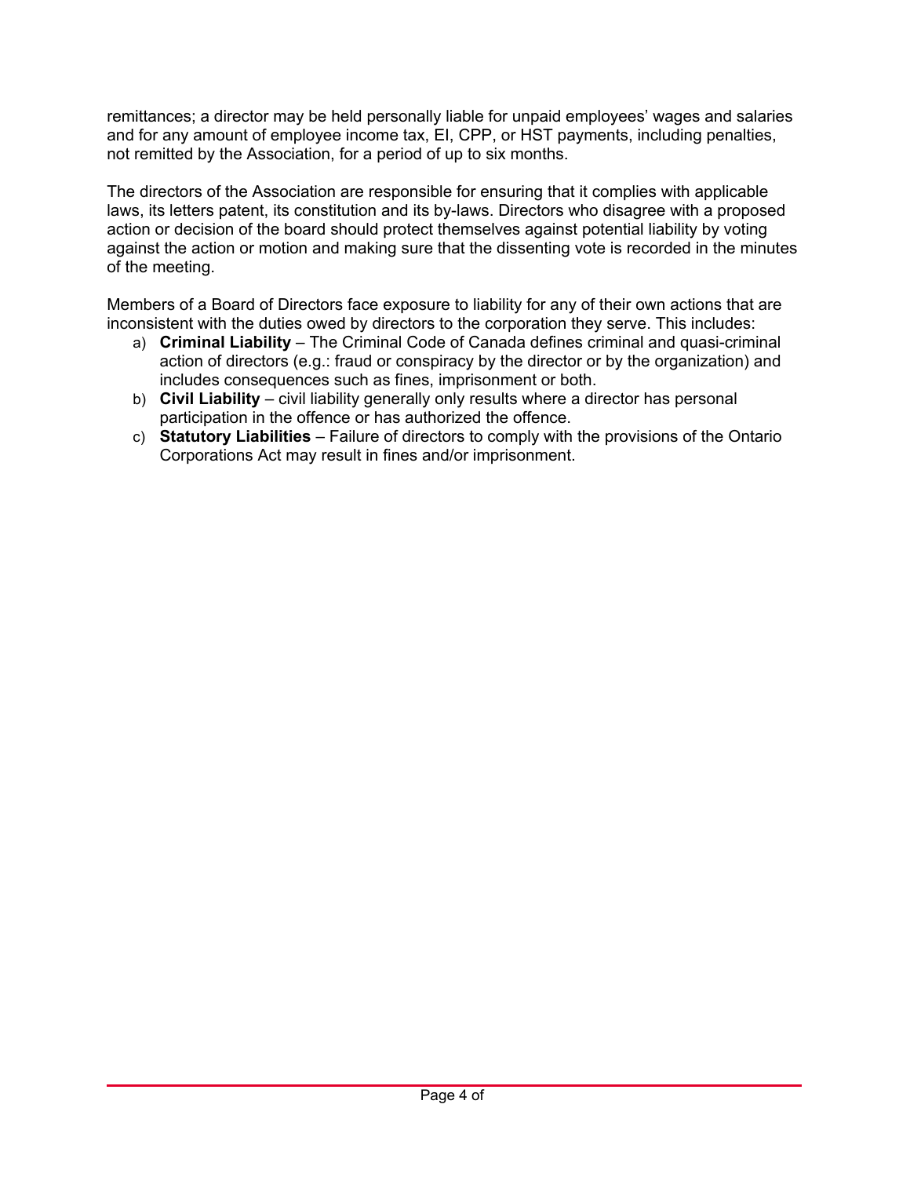remittances; a director may be held personally liable for unpaid employees' wages and salaries and for any amount of employee income tax, EI, CPP, or HST payments, including penalties, not remitted by the Association, for a period of up to six months.

The directors of the Association are responsible for ensuring that it complies with applicable laws, its letters patent, its constitution and its by-laws. Directors who disagree with a proposed action or decision of the board should protect themselves against potential liability by voting against the action or motion and making sure that the dissenting vote is recorded in the minutes of the meeting.

Members of a Board of Directors face exposure to liability for any of their own actions that are inconsistent with the duties owed by directors to the corporation they serve. This includes:

a) **Criminal Liability** – The Criminal Code of Canada defines criminal and quasi-criminal action of directors (e.g.: fraud or conspiracy by the director or by the organization) and includes consequences such as fines, imprisonment or both.
b) **Civil Liability** – civil liability generally only results where a director has personal participation in the offence or has authorized the offence.
c) **Statutory Liabilities** – Failure of directors to comply with the provisions of the Ontario Corporations Act may result in fines and/or imprisonment.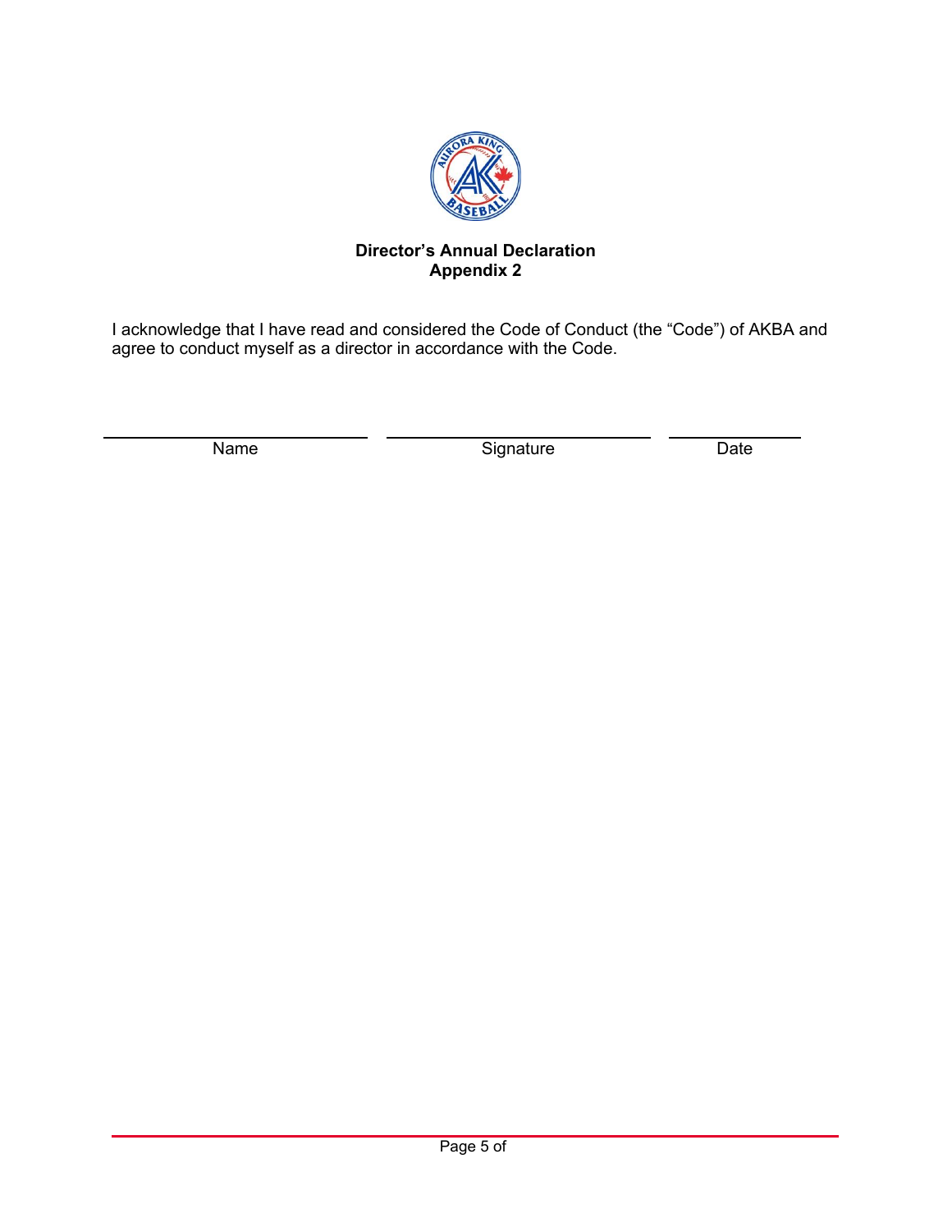**Director's Annual Declaration**
**Appendix 2**

I acknowledge that I have read and considered the Code of Conduct (the "Code") of AKBA and agree to conduct myself as a director in accordance with the Code.

| | | |
|---|---|---|
| \_\_\_\_\_\_\_\_\_\_\_\_\_\_\_\_\_\_\_\_ | \_\_\_\_\_\_\_\_\_\_\_\_\_\_\_\_\_\_\_\_ | \_\_\_\_\_\_\_\_\_\_ |
| Name | Signature | Date |